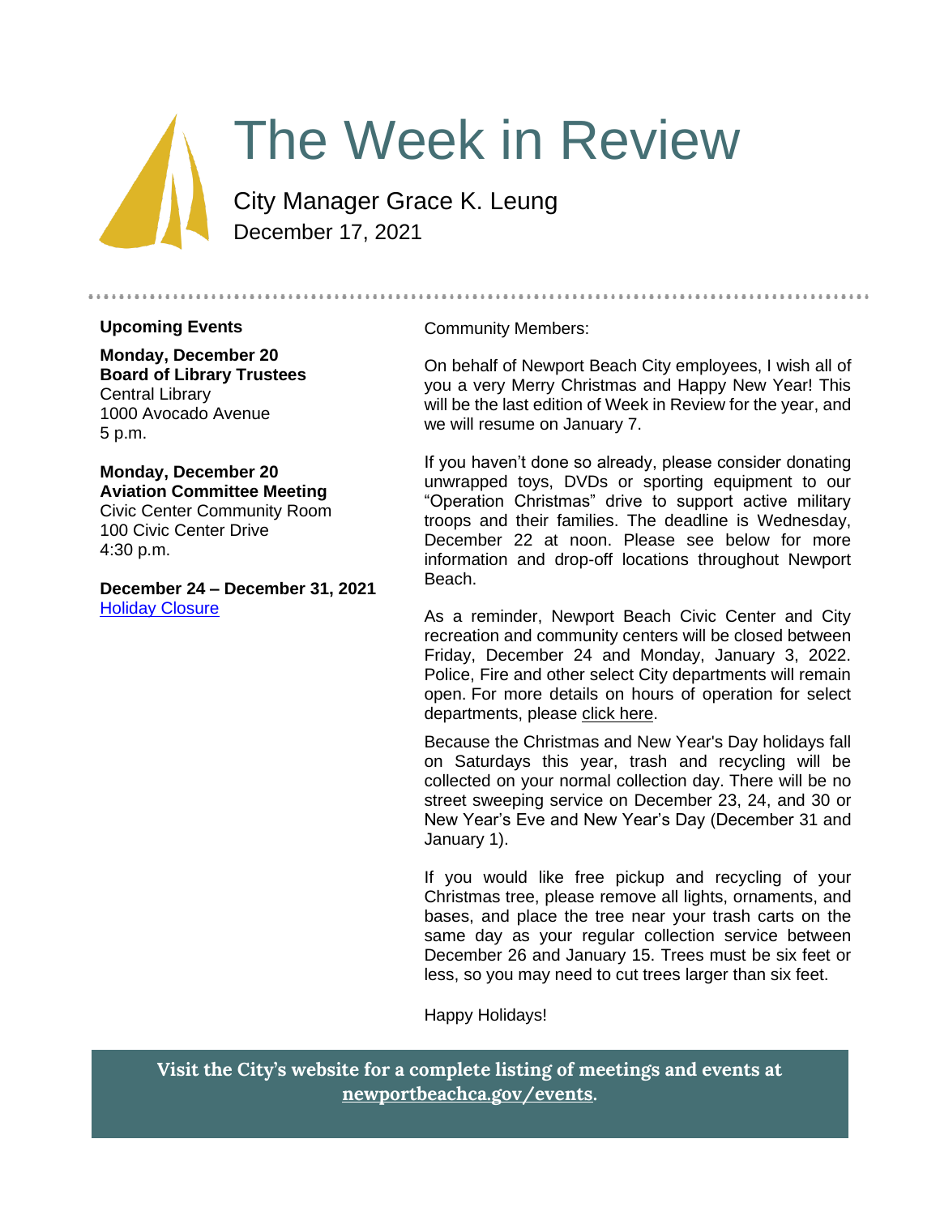# The Week in Review

City Manager Grace K. Leung
December 17, 2021

## Upcoming Events

**Monday, December 20**
**Board of Library Trustees**
Central Library
1000 Avocado Avenue
5 p.m.

**Monday, December 20**
**Aviation Committee Meeting**
Civic Center Community Room
100 Civic Center Drive
4:30 p.m.

**December 24 – December 31, 2021**
Holiday Closure

Community Members:

On behalf of Newport Beach City employees, I wish all of you a very Merry Christmas and Happy New Year! This will be the last edition of Week in Review for the year, and we will resume on January 7.

If you haven't done so already, please consider donating unwrapped toys, DVDs or sporting equipment to our "Operation Christmas" drive to support active military troops and their families. The deadline is Wednesday, December 22 at noon. Please see below for more information and drop-off locations throughout Newport Beach.

As a reminder, Newport Beach Civic Center and City recreation and community centers will be closed between Friday, December 24 and Monday, January 3, 2022. Police, Fire and other select City departments will remain open. For more details on hours of operation for select departments, please click here.

Because the Christmas and New Year's Day holidays fall on Saturdays this year, trash and recycling will be collected on your normal collection day. There will be no street sweeping service on December 23, 24, and 30 or New Year's Eve and New Year's Day (December 31 and January 1).

If you would like free pickup and recycling of your Christmas tree, please remove all lights, ornaments, and bases, and place the tree near your trash carts on the same day as your regular collection service between December 26 and January 15. Trees must be six feet or less, so you may need to cut trees larger than six feet.

Happy Holidays!

**Visit the City's website for a complete listing of meetings and events at newportbeachca.gov/events.**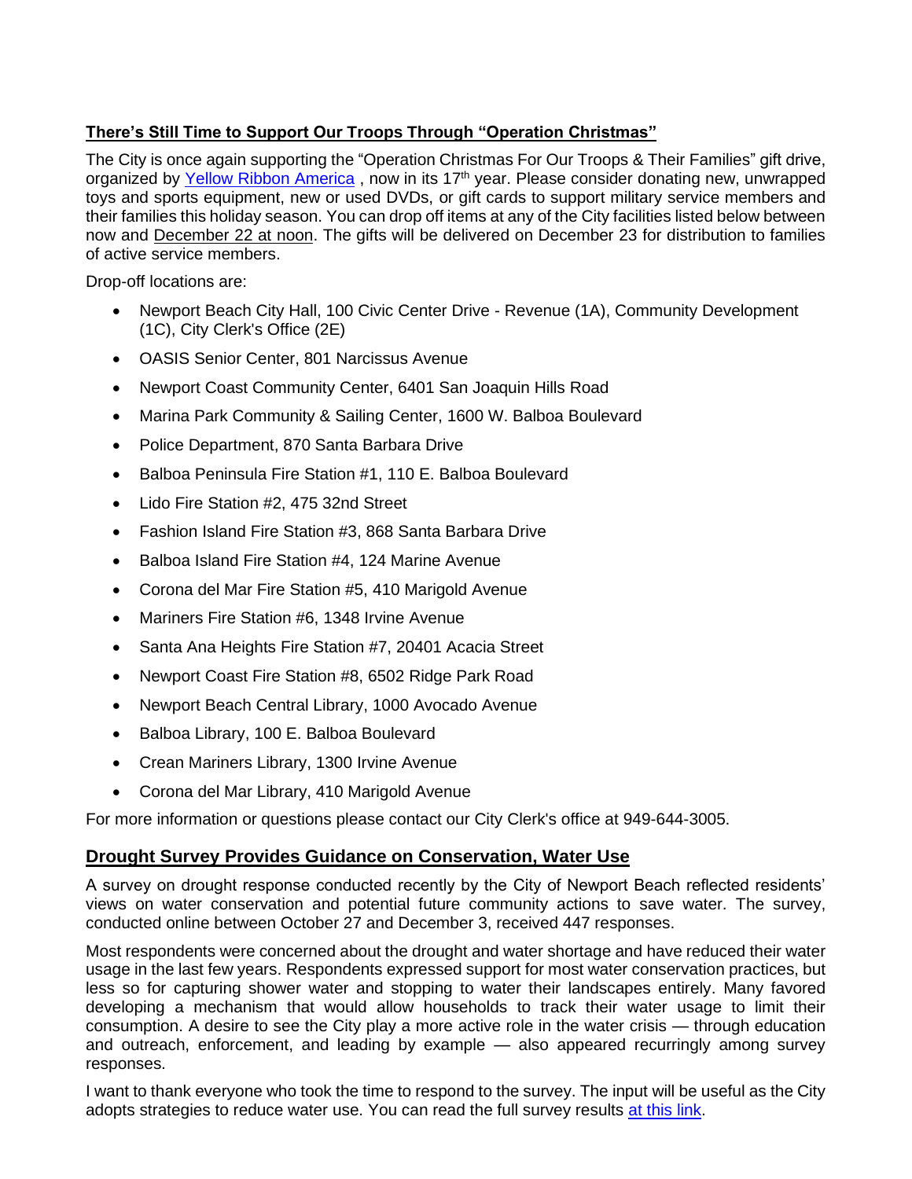## There's Still Time to Support Our Troops Through "Operation Christmas"

The City is once again supporting the "Operation Christmas For Our Troops & Their Families" gift drive, organized by [Yellow Ribbon America](#), now in its 17th year. Please consider donating new, unwrapped toys and sports equipment, new or used DVDs, or gift cards to support military service members and their families this holiday season. You can drop off items at any of the City facilities listed below between now and December 22 at noon. The gifts will be delivered on December 23 for distribution to families of active service members.

Drop-off locations are:

- Newport Beach City Hall, 100 Civic Center Drive - Revenue (1A), Community Development (1C), City Clerk's Office (2E)
- OASIS Senior Center, 801 Narcissus Avenue
- Newport Coast Community Center, 6401 San Joaquin Hills Road
- Marina Park Community & Sailing Center, 1600 W. Balboa Boulevard
- Police Department, 870 Santa Barbara Drive
- Balboa Peninsula Fire Station #1, 110 E. Balboa Boulevard
- Lido Fire Station #2, 475 32nd Street
- Fashion Island Fire Station #3, 868 Santa Barbara Drive
- Balboa Island Fire Station #4, 124 Marine Avenue
- Corona del Mar Fire Station #5, 410 Marigold Avenue
- Mariners Fire Station #6, 1348 Irvine Avenue
- Santa Ana Heights Fire Station #7, 20401 Acacia Street
- Newport Coast Fire Station #8, 6502 Ridge Park Road
- Newport Beach Central Library, 1000 Avocado Avenue
- Balboa Library, 100 E. Balboa Boulevard
- Crean Mariners Library, 1300 Irvine Avenue
- Corona del Mar Library, 410 Marigold Avenue

For more information or questions please contact our City Clerk's office at 949-644-3005.

## Drought Survey Provides Guidance on Conservation, Water Use

A survey on drought response conducted recently by the City of Newport Beach reflected residents' views on water conservation and potential future community actions to save water. The survey, conducted online between October 27 and December 3, received 447 responses.

Most respondents were concerned about the drought and water shortage and have reduced their water usage in the last few years. Respondents expressed support for most water conservation practices, but less so for capturing shower water and stopping to water their landscapes entirely. Many favored developing a mechanism that would allow households to track their water usage to limit their consumption. A desire to see the City play a more active role in the water crisis — through education and outreach, enforcement, and leading by example — also appeared recurringly among survey responses.

I want to thank everyone who took the time to respond to the survey. The input will be useful as the City adopts strategies to reduce water use. You can read the full survey results [at this link](#).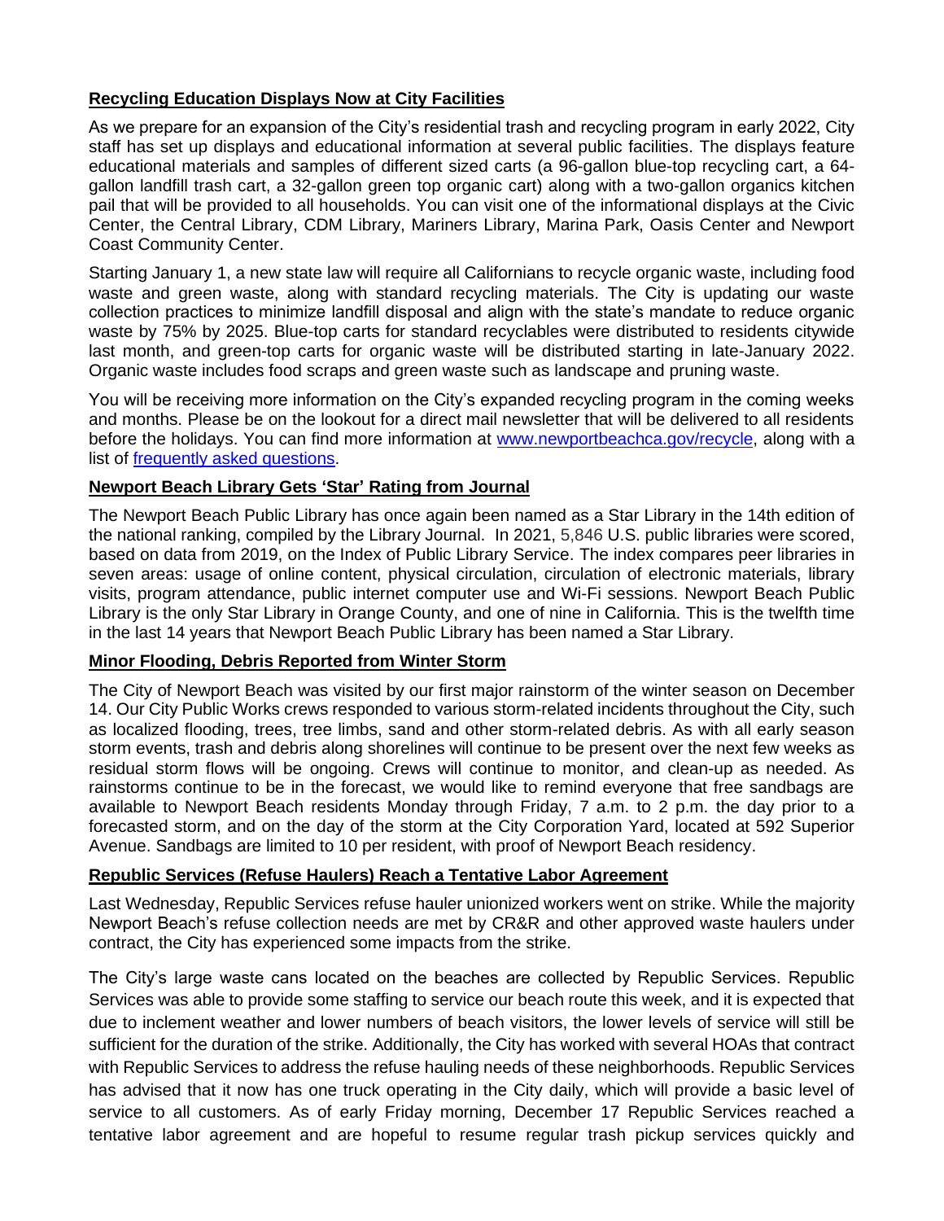**Recycling Education Displays Now at City Facilities**

As we prepare for an expansion of the City's residential trash and recycling program in early 2022, City staff has set up displays and educational information at several public facilities. The displays feature educational materials and samples of different sized carts (a 96-gallon blue-top recycling cart, a 64-gallon landfill trash cart, a 32-gallon green top organic cart) along with a two-gallon organics kitchen pail that will be provided to all households. You can visit one of the informational displays at the Civic Center, the Central Library, CDM Library, Mariners Library, Marina Park, Oasis Center and Newport Coast Community Center.

Starting January 1, a new state law will require all Californians to recycle organic waste, including food waste and green waste, along with standard recycling materials. The City is updating our waste collection practices to minimize landfill disposal and align with the state's mandate to reduce organic waste by 75% by 2025. Blue-top carts for standard recyclables were distributed to residents citywide last month, and green-top carts for organic waste will be distributed starting in late-January 2022. Organic waste includes food scraps and green waste such as landscape and pruning waste.

You will be receiving more information on the City's expanded recycling program in the coming weeks and months. Please be on the lookout for a direct mail newsletter that will be delivered to all residents before the holidays. You can find more information at [www.newportbeachca.gov/recycle](www.newportbeachca.gov/recycle), along with a list of [frequently asked questions]().

**Newport Beach Library Gets 'Star' Rating from Journal**

The Newport Beach Public Library has once again been named as a Star Library in the 14th edition of the national ranking, compiled by the Library Journal. In 2021, 5,846 U.S. public libraries were scored, based on data from 2019, on the Index of Public Library Service. The index compares peer libraries in seven areas: usage of online content, physical circulation, circulation of electronic materials, library visits, program attendance, public internet computer use and Wi-Fi sessions. Newport Beach Public Library is the only Star Library in Orange County, and one of nine in California. This is the twelfth time in the last 14 years that Newport Beach Public Library has been named a Star Library.

**Minor Flooding, Debris Reported from Winter Storm**

The City of Newport Beach was visited by our first major rainstorm of the winter season on December 14. Our City Public Works crews responded to various storm-related incidents throughout the City, such as localized flooding, trees, tree limbs, sand and other storm-related debris. As with all early season storm events, trash and debris along shorelines will continue to be present over the next few weeks as residual storm flows will be ongoing. Crews will continue to monitor, and clean-up as needed. As rainstorms continue to be in the forecast, we would like to remind everyone that free sandbags are available to Newport Beach residents Monday through Friday, 7 a.m. to 2 p.m. the day prior to a forecasted storm, and on the day of the storm at the City Corporation Yard, located at 592 Superior Avenue. Sandbags are limited to 10 per resident, with proof of Newport Beach residency.

**Republic Services (Refuse Haulers) Reach a Tentative Labor Agreement**

Last Wednesday, Republic Services refuse hauler unionized workers went on strike. While the majority Newport Beach's refuse collection needs are met by CR&R and other approved waste haulers under contract, the City has experienced some impacts from the strike.

The City's large waste cans located on the beaches are collected by Republic Services. Republic Services was able to provide some staffing to service our beach route this week, and it is expected that due to inclement weather and lower numbers of beach visitors, the lower levels of service will still be sufficient for the duration of the strike. Additionally, the City has worked with several HOAs that contract with Republic Services to address the refuse hauling needs of these neighborhoods. Republic Services has advised that it now has one truck operating in the City daily, which will provide a basic level of service to all customers. As of early Friday morning, December 17 Republic Services reached a tentative labor agreement and are hopeful to resume regular trash pickup services quickly and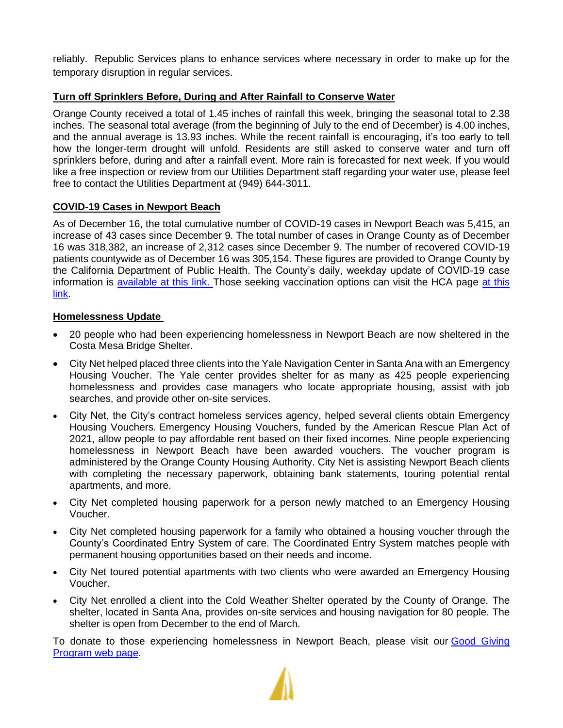reliably. Republic Services plans to enhance services where necessary in order to make up for the temporary disruption in regular services.

## Turn off Sprinklers Before, During and After Rainfall to Conserve Water

Orange County received a total of 1.45 inches of rainfall this week, bringing the seasonal total to 2.38 inches. The seasonal total average (from the beginning of July to the end of December) is 4.00 inches, and the annual average is 13.93 inches. While the recent rainfall is encouraging, it's too early to tell how the longer-term drought will unfold. Residents are still asked to conserve water and turn off sprinklers before, during and after a rainfall event. More rain is forecasted for next week. If you would like a free inspection or review from our Utilities Department staff regarding your water use, please feel free to contact the Utilities Department at (949) 644-3011.

## COVID-19 Cases in Newport Beach

As of December 16, the total cumulative number of COVID-19 cases in Newport Beach was 5,415, an increase of 43 cases since December 9. The total number of cases in Orange County as of December 16 was 318,382, an increase of 2,312 cases since December 9. The number of recovered COVID-19 patients countywide as of December 16 was 305,154. These figures are provided to Orange County by the California Department of Public Health. The County's daily, weekday update of COVID-19 case information is [available at this link.](#) Those seeking vaccination options can visit the HCA page [at this link](#).

## Homelessness Update

- 20 people who had been experiencing homelessness in Newport Beach are now sheltered in the Costa Mesa Bridge Shelter.
- City Net helped placed three clients into the Yale Navigation Center in Santa Ana with an Emergency Housing Voucher. The Yale center provides shelter for as many as 425 people experiencing homelessness and provides case managers who locate appropriate housing, assist with job searches, and provide other on-site services.
- City Net, the City's contract homeless services agency, helped several clients obtain Emergency Housing Vouchers. Emergency Housing Vouchers, funded by the American Rescue Plan Act of 2021, allow people to pay affordable rent based on their fixed incomes. Nine people experiencing homelessness in Newport Beach have been awarded vouchers. The voucher program is administered by the Orange County Housing Authority. City Net is assisting Newport Beach clients with completing the necessary paperwork, obtaining bank statements, touring potential rental apartments, and more.
- City Net completed housing paperwork for a person newly matched to an Emergency Housing Voucher.
- City Net completed housing paperwork for a family who obtained a housing voucher through the County's Coordinated Entry System of care. The Coordinated Entry System matches people with permanent housing opportunities based on their needs and income.
- City Net toured potential apartments with two clients who were awarded an Emergency Housing Voucher.
- City Net enrolled a client into the Cold Weather Shelter operated by the County of Orange. The shelter, located in Santa Ana, provides on-site services and housing navigation for 80 people. The shelter is open from December to the end of March.

To donate to those experiencing homelessness in Newport Beach, please visit our [Good Giving Program web page](#).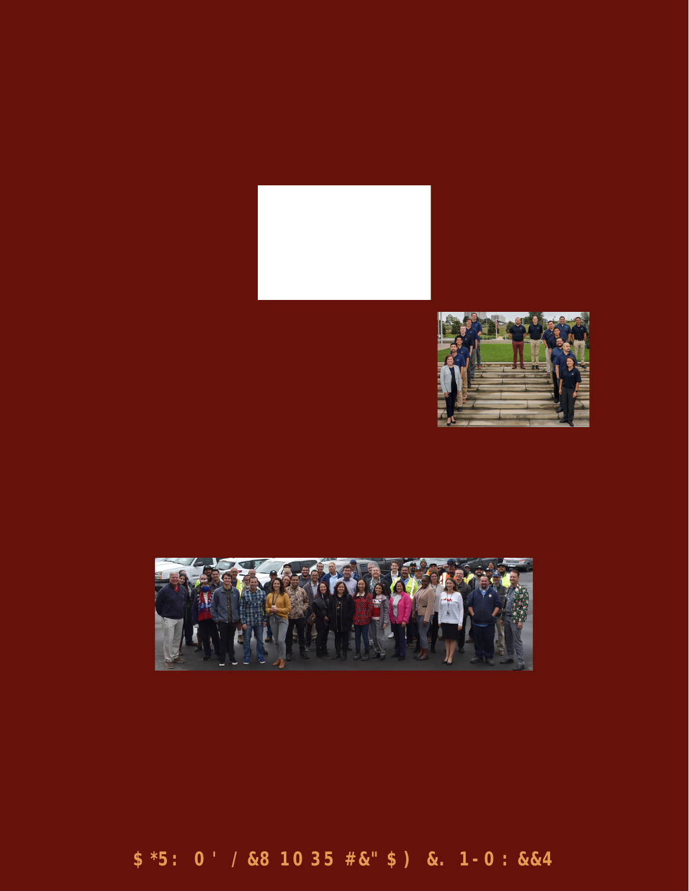$ *5: 0 ' / &8 10 35 #&" $ ) &. 1-0 : &&4